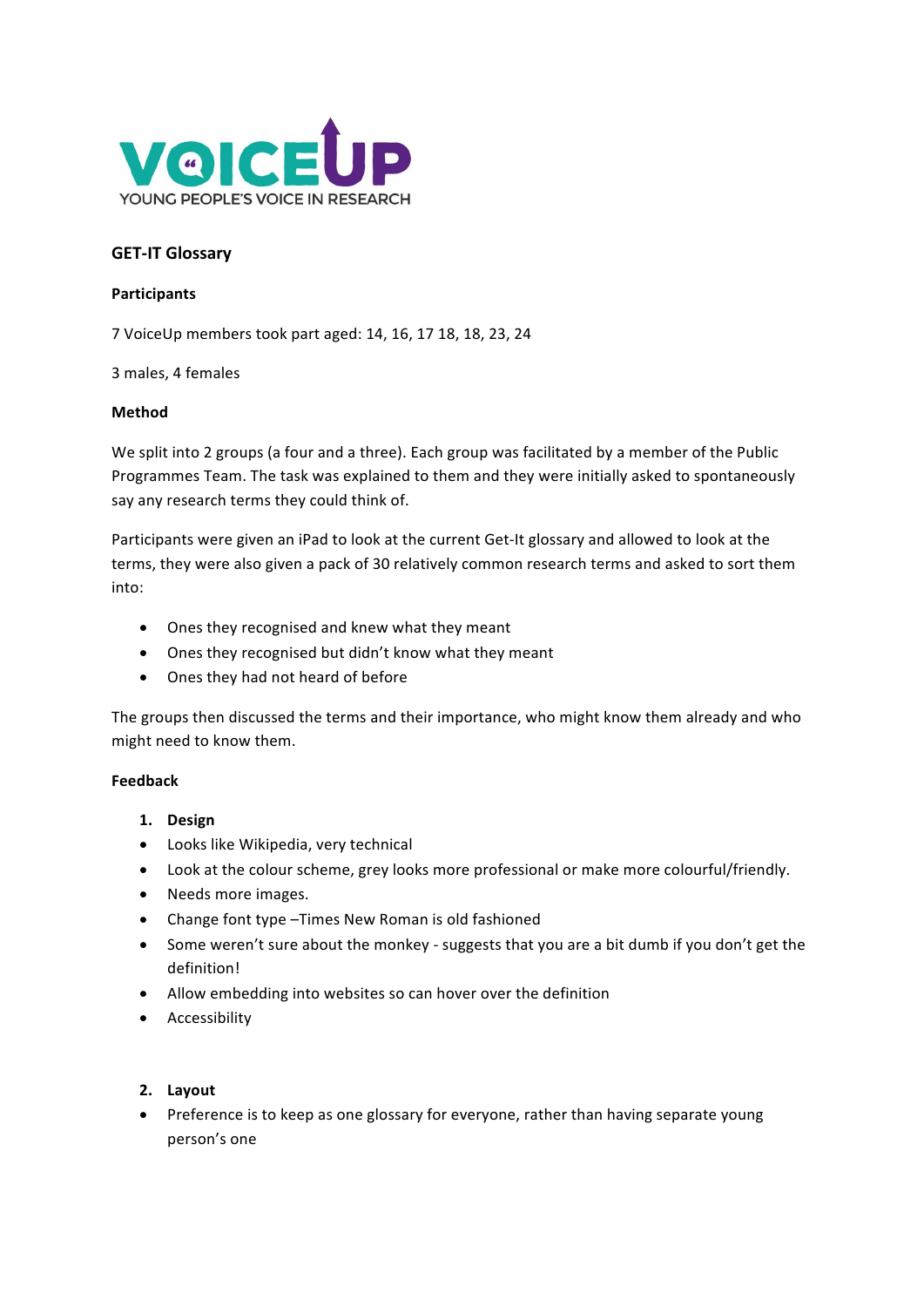VOICEUP
YOUNG PEOPLE'S VOICE IN RESEARCH

## GET-IT Glossary

### Participants

7 VoiceUp members took part aged: 14, 16, 17 18, 18, 23, 24

3 males, 4 females

### Method

We split into 2 groups (a four and a three). Each group was facilitated by a member of the Public Programmes Team. The task was explained to them and they were initially asked to spontaneously say any research terms they could think of.

Participants were given an iPad to look at the current Get-It glossary and allowed to look at the terms, they were also given a pack of 30 relatively common research terms and asked to sort them into:

- Ones they recognised and knew what they meant
- Ones they recognised but didn't know what they meant
- Ones they had not heard of before

The groups then discussed the terms and their importance, who might know them already and who might need to know them.

### Feedback

1. **Design**

- Looks like Wikipedia, very technical
- Look at the colour scheme, grey looks more professional or make more colourful/friendly.
- Needs more images.
- Change font type –Times New Roman is old fashioned
- Some weren't sure about the monkey - suggests that you are a bit dumb if you don't get the definition!
- Allow embedding into websites so can hover over the definition
- Accessibility

2. **Layout**

- Preference is to keep as one glossary for everyone, rather than having separate young person's one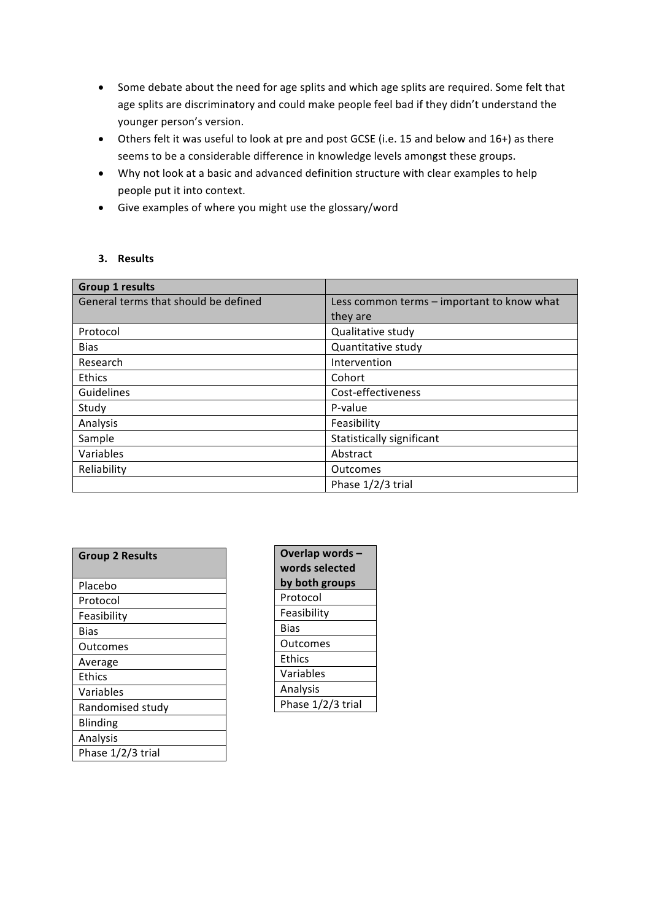- Some debate about the need for age splits and which age splits are required. Some felt that age splits are discriminatory and could make people feel bad if they didn't understand the younger person's version.
- Others felt it was useful to look at pre and post GCSE (i.e. 15 and below and 16+) as there seems to be a considerable difference in knowledge levels amongst these groups.
- Why not look at a basic and advanced definition structure with clear examples to help people put it into context.
- Give examples of where you might use the glossary/word

### 3. Results

| **Group 1 results** | |
|---|---|
| General terms that should be defined | Less common terms – important to know what they are |
| Protocol | Qualitative study |
| Bias | Quantitative study |
| Research | Intervention |
| Ethics | Cohort |
| Guidelines | Cost-effectiveness |
| Study | P-value |
| Analysis | Feasibility |
| Sample | Statistically significant |
| Variables | Abstract |
| Reliability | Outcomes |
| | Phase 1/2/3 trial |

| **Group 2 Results** |
|---|
| Placebo |
| Protocol |
| Feasibility |
| Bias |
| Outcomes |
| Average |
| Ethics |
| Variables |
| Randomised study |
| Blinding |
| Analysis |
| Phase 1/2/3 trial |

| **Overlap words – words selected by both groups** |
|---|
| Protocol |
| Feasibility |
| Bias |
| Outcomes |
| Ethics |
| Variables |
| Analysis |
| Phase 1/2/3 trial |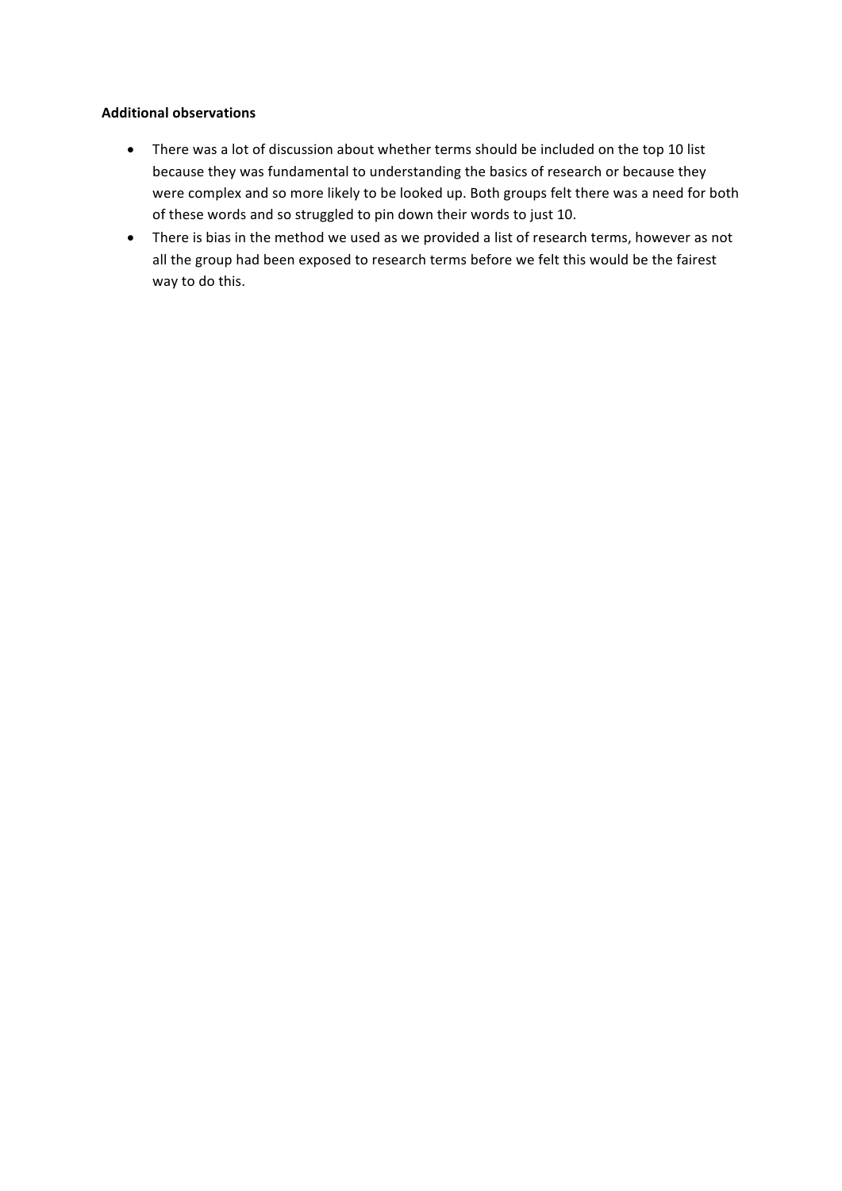**Additional observations**

- There was a lot of discussion about whether terms should be included on the top 10 list because they was fundamental to understanding the basics of research or because they were complex and so more likely to be looked up. Both groups felt there was a need for both of these words and so struggled to pin down their words to just 10.
- There is bias in the method we used as we provided a list of research terms, however as not all the group had been exposed to research terms before we felt this would be the fairest way to do this.